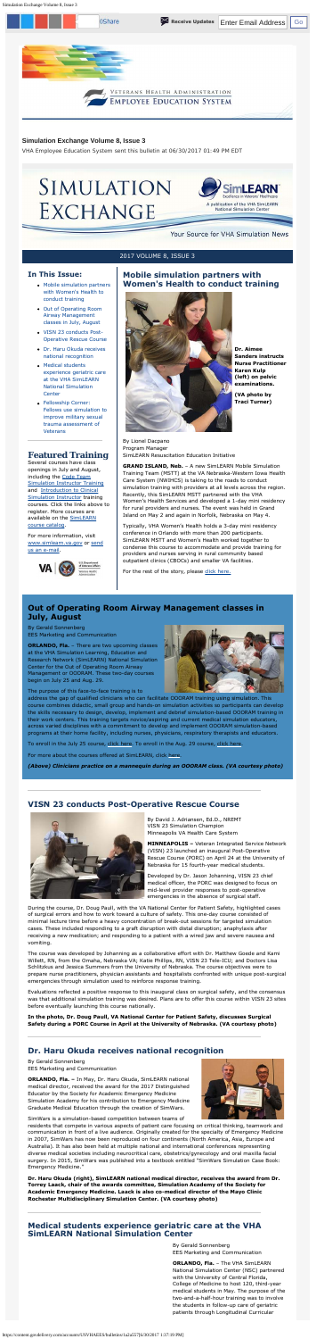# Simulation Exchange Volume 8, Issue 3

VHA Employee Education System sent this bulletin at 06/30/2017 01:49 PM EDT

# SIMULATION EXCHANGE

A publication of the VHA SimLEARN National Simulation Center

Your Source for VHA Simulation News

2017 VOLUME 8, ISSUE 3

## In This Issue:

- Mobile simulation partners with Women's Health to conduct training
- Out of Operating Room Airway Management classes in July, August
- VISN 23 conducts Post-Operative Rescue Course
- Dr. Haru Okuda receives national recognition
- Medical students experience geriatric care at the VHA SimLEARN National Simulation Center
- Fellowship Corner: Fellows use simulation to improve military sexual trauma assessment of Veterans

## Featured Training

Several courses have class openings in July and August, including the Code Team Simulation Instructor Training and Introduction to Clinical Simulation Instructor training courses. Click the links above to register. More courses are available on the SimLEARN course catalog.

For more information, visit www.simlearn.va.gov or send us an e-mail.

## Mobile simulation partners with Women's Health to conduct training

**Dr. Aimee Sanders instructs Nurse Practitioner Karen Kulp (left) on pelvic examinations.**

**(VA photo by Traci Turner)**

By Lionel Dacpano
Program Manager
SimLEARN Resuscitation Education Initiative

**GRAND ISLAND, Neb.** – A new SimLEARN Mobile Simulation Training Team (MSTT) at the VA Nebraska-Western Iowa Health Care System (NWIHCS) is taking to the roads to conduct simulation training with providers at all levels across the region. Recently, this SimLEARN MSTT partnered with the VHA Women's Health Services and developed a 1-day mini residency for rural providers and nurses. The event was held in Grand Island on May 2 and again in Norfolk, Nebraska on May 4.

Typically, VHA Women's Health holds a 3-day mini residency conference in Orlando with more than 200 participants. SimLEARN MSTT and Women's Health worked together to condense this course to accommodate and provide training for providers and nurses serving in rural community based outpatient clinics (CBOCs) and smaller VA facilities.

For the rest of the story, please click here.

## Out of Operating Room Airway Management classes in July, August

By Gerald Sonnenberg
EES Marketing and Communication

**ORLANDO, Fla.** – There are two upcoming classes at the VHA Simulation Learning, Education and Research Network (SimLEARN) National Simulation Center for the Out of Operating Room Airway Management or OOORAM. These two-day courses begin on July 25 and Aug. 29.

The purpose of this face-to-face training is to address the gap of qualified clinicians who can facilitate OOORAM training using simulation. This course combines didactic, small group and hands-on simulation activities so participants can develop the skills necessary to design, develop, implement and debrief simulation-based OOORAM training in their work centers. This training targets novice/aspiring and current medical simulation educators, across varied disciplines with a commitment to develop and implement OOORAM simulation-based programs at their home facility, including nurses, physicians, respiratory therapists and educators.

To enroll in the July 25 course, click here. To enroll in the Aug. 29 course, click here.

For more about the courses offered at SimLEARN, click here.

***(Above) Clinicians practice on a mannequin during an OOORAM class. (VA courtesy photo)***

## VISN 23 conducts Post-Operative Rescue Course

By David J. Adriansen, Ed.D., NREMT
VISN 23 Simulation Champion
Minneapolis VA Health Care System

**MINNEAPOLIS** – Veteran Integrated Service Network (VISN) 23 launched an inaugural Post-Operative Rescue Course (PORC) on April 24 at the University of Nebraska for 15 fourth-year medical students.

Developed by Dr. Jason Johanning, VISN 23 chief medical officer, the PORC was designed to focus on mid-level provider responses to post-operative emergencies in the absence of surgical staff.

During the course, Dr. Doug Paull, with the VA National Center for Patient Safety, highlighted cases of surgical errors and how to work toward a culture of safety. This one-day course consisted of minimal lecture time before a heavy concentration of break-out sessions for targeted simulation cases. These included responding to a graft disruption with distal disruption; anaphylaxis after receiving a new medication; and responding to a patient with a wired jaw and severe nausea and vomiting.

The course was developed by Johanning as a collaborative effort with Dr. Matthew Goede and Kami Willett, RN, from the Omaha, Nebraska VA; Katie Phillips, RN, VISN 23 Tele-ICU; and Doctors Lisa Schlitzkus and Jessica Summers from the University of Nebraska. The course objectives were to prepare nurse practitioners, physician assistants and hospitalists confronted with unique post-surgical emergencies through simulation used to reinforce response training.

Evaluations reflected a positive response to this inaugural class on surgical safety, and the consensus was that additional simulation training was desired. Plans are to offer this course within VISN 23 sites before eventually launching this course nationally.

**In the photo, Dr. Doug Paull, VA National Center for Patient Safety, discusses Surgical Safety during a PORC Course in April at the University of Nebraska. (VA courtesy photo)**

## Dr. Haru Okuda receives national recognition

By Gerald Sonnenberg
EES Marketing and Communication

**ORLANDO, Fla.** – In May, Dr. Haru Okuda, SimLEARN national medical director, received the award for the 2017 Distinguished Educator by the Society for Academic Emergency Medicine Simulation Academy for his contribution to Emergency Medicine Graduate Medical Education through the creation of SimWars.

SimWars is a simulation-based competition between teams of residents that compete in various aspects of patient care focusing on critical thinking, teamwork and communication in front of a live audience. Originally created for the specialty of Emergency Medicine in 2007, SimWars has now been reproduced on four continents (North America, Asia, Europe and Australia). It has also been held at multiple national and international conferences representing diverse medical societies including neurocritical care, obstetrics/gynecology and oral maxilla facial surgery. In 2015, SimWars was published into a textbook entitled "SimWars Simulation Case Book: Emergency Medicine."

**Dr. Haru Okuda (right), SimLEARN national medical director, receives the award from Dr. Torrey Laack, chair of the awards committee, Simulation Academy of the Society for Academic Emergency Medicine. Laack is also co-medical director of the Mayo Clinic Rochester Multidisciplinary Simulation Center. (VA courtesy photo)**

## Medical students experience geriatric care at the VHA SimLEARN National Simulation Center

By Gerald Sonnenberg
EES Marketing and Communication

**ORLANDO, Fla.** – The VHA SimLEARN National Simulation Center (NSC) partnered with the University of Central Florida, College of Medicine to host 120, third-year medical students in May. The purpose of the two-and-a-half-hour training was to involve the students in follow-up care of geriatric patients through Longitudinal Curricular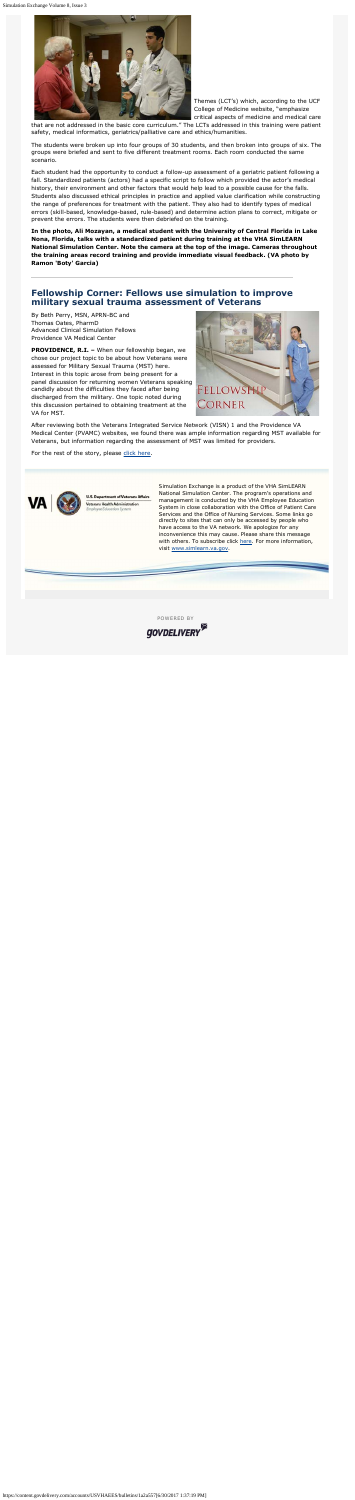Themes (LCT's) which, according to the UCF College of Medicine website, "emphasize critical aspects of medicine and medical care that are not addressed in the basic core curriculum." The LCTs addressed in this training were patient safety, medical informatics, geriatrics/palliative care and ethics/humanities.

The students were broken up into four groups of 30 students, and then broken into groups of six. The groups were briefed and sent to five different treatment rooms. Each room conducted the same scenario.

Each student had the opportunity to conduct a follow-up assessment of a geriatric patient following a fall. Standardized patients (actors) had a specific script to follow which provided the actor's medical history, their environment and other factors that would help lead to a possible cause for the falls. Students also discussed ethical principles in practice and applied value clarification while constructing the range of preferences for treatment with the patient. They also had to identify types of medical errors (skill-based, knowledge-based, rule-based) and determine action plans to correct, mitigate or prevent the errors. The students were then debriefed on the training.

**In the photo, Ali Mozayan, a medical student with the University of Central Florida in Lake Nona, Florida, talks with a standardized patient during training at the VHA SimLEARN National Simulation Center. Note the camera at the top of the image. Cameras throughout the training areas record training and provide immediate visual feedback. (VA photo by Ramon 'Boty' Garcia)**

## Fellowship Corner: Fellows use simulation to improve military sexual trauma assessment of Veterans

By Beth Perry, MSN, APRN-BC and
Thomas Oates, PharmD
Advanced Clinical Simulation Fellows
Providence VA Medical Center

**PROVIDENCE, R.I. –** When our fellowship began, we chose our project topic to be about how Veterans were assessed for Military Sexual Trauma (MST) here. Interest in this topic arose from being present for a panel discussion for returning women Veterans speaking candidly about the difficulties they faced after being discharged from the military. One topic noted during this discussion pertained to obtaining treatment at the VA for MST.

After reviewing both the Veterans Integrated Service Network (VISN) 1 and the Providence VA Medical Center (PVAMC) websites, we found there was ample information regarding MST available for Veterans, but information regarding the assessment of MST was limited for providers.

For the rest of the story, please click here.

Simulation Exchange is a product of the VHA SimLEARN National Simulation Center. The program's operations and management is conducted by the VHA Employee Education System in close collaboration with the Office of Patient Care Services and the Office of Nursing Services. Some links go directly to sites that can only be accessed by people who have access to the VA network. We apologize for any inconvenience this may cause. Please share this message with others. To subscribe click here. For more information, visit www.simlearn.va.gov.